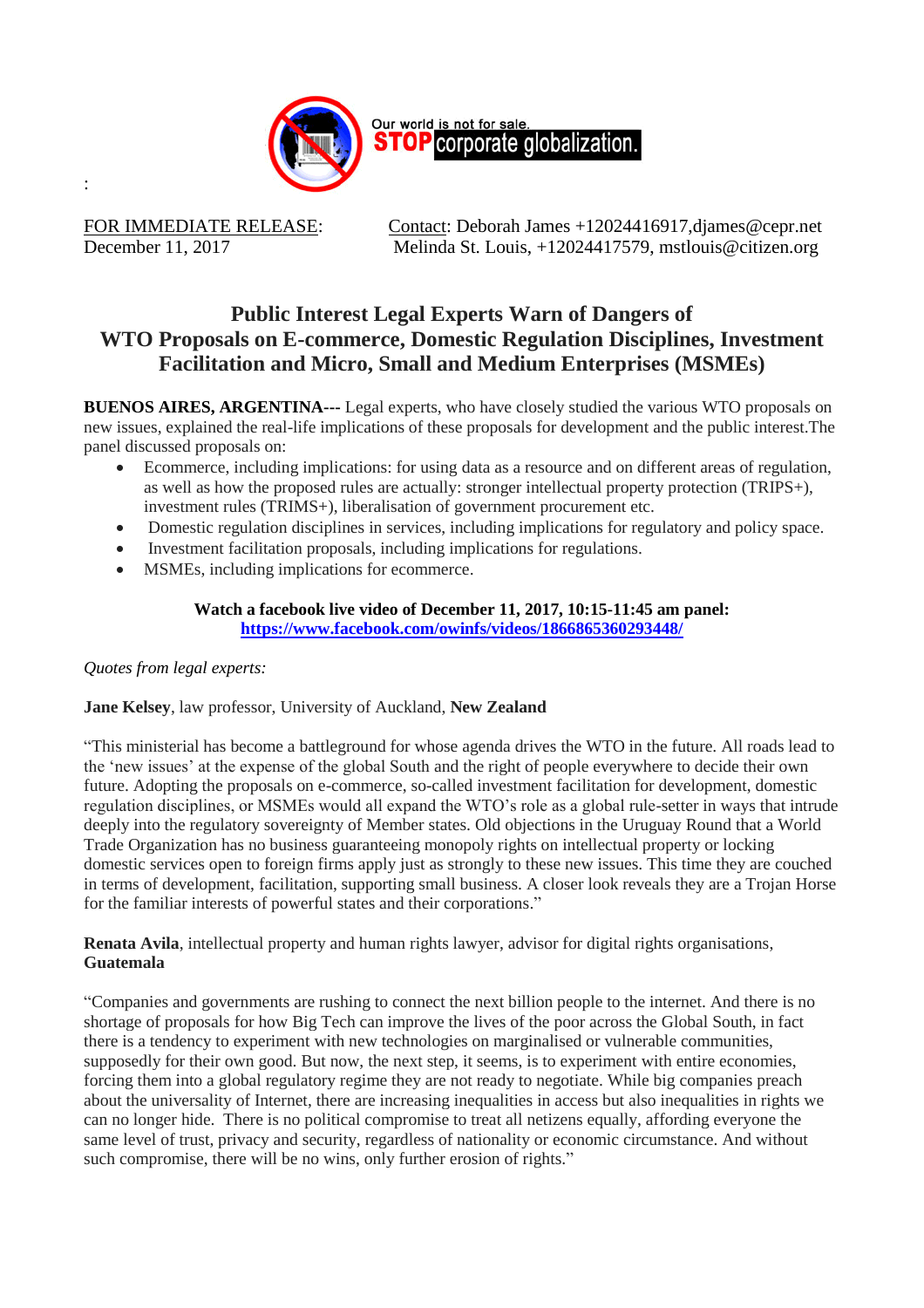Our world is not for sale.
**STOP corporate globalization.**

:

FOR IMMEDIATE RELEASE:
December 11, 2017

Contact: Deborah James +12024416917,djames@cepr.net
Melinda St. Louis, +12024417579, mstlouis@citizen.org

## Public Interest Legal Experts Warn of Dangers of WTO Proposals on E-commerce, Domestic Regulation Disciplines, Investment Facilitation and Micro, Small and Medium Enterprises (MSMEs)

**BUENOS AIRES, ARGENTINA---** Legal experts, who have closely studied the various WTO proposals on new issues, explained the real-life implications of these proposals for development and the public interest.The panel discussed proposals on:

- Ecommerce, including implications: for using data as a resource and on different areas of regulation, as well as how the proposed rules are actually: stronger intellectual property protection (TRIPS+), investment rules (TRIMS+), liberalisation of government procurement etc.
- Domestic regulation disciplines in services, including implications for regulatory and policy space.
- Investment facilitation proposals, including implications for regulations.
- MSMEs, including implications for ecommerce.

**Watch a facebook live video of December 11, 2017, 10:15-11:45 am panel:**
**https://www.facebook.com/owinfs/videos/1866865360293448/**

*Quotes from legal experts:*

**Jane Kelsey**, law professor, University of Auckland, **New Zealand**

"This ministerial has become a battleground for whose agenda drives the WTO in the future. All roads lead to the 'new issues' at the expense of the global South and the right of people everywhere to decide their own future. Adopting the proposals on e-commerce, so-called investment facilitation for development, domestic regulation disciplines, or MSMEs would all expand the WTO's role as a global rule-setter in ways that intrude deeply into the regulatory sovereignty of Member states. Old objections in the Uruguay Round that a World Trade Organization has no business guaranteeing monopoly rights on intellectual property or locking domestic services open to foreign firms apply just as strongly to these new issues. This time they are couched in terms of development, facilitation, supporting small business. A closer look reveals they are a Trojan Horse for the familiar interests of powerful states and their corporations."

**Renata Avila**, intellectual property and human rights lawyer, advisor for digital rights organisations, **Guatemala**

"Companies and governments are rushing to connect the next billion people to the internet. And there is no shortage of proposals for how Big Tech can improve the lives of the poor across the Global South, in fact there is a tendency to experiment with new technologies on marginalised or vulnerable communities, supposedly for their own good. But now, the next step, it seems, is to experiment with entire economies, forcing them into a global regulatory regime they are not ready to negotiate. While big companies preach about the universality of Internet, there are increasing inequalities in access but also inequalities in rights we can no longer hide. There is no political compromise to treat all netizens equally, affording everyone the same level of trust, privacy and security, regardless of nationality or economic circumstance. And without such compromise, there will be no wins, only further erosion of rights."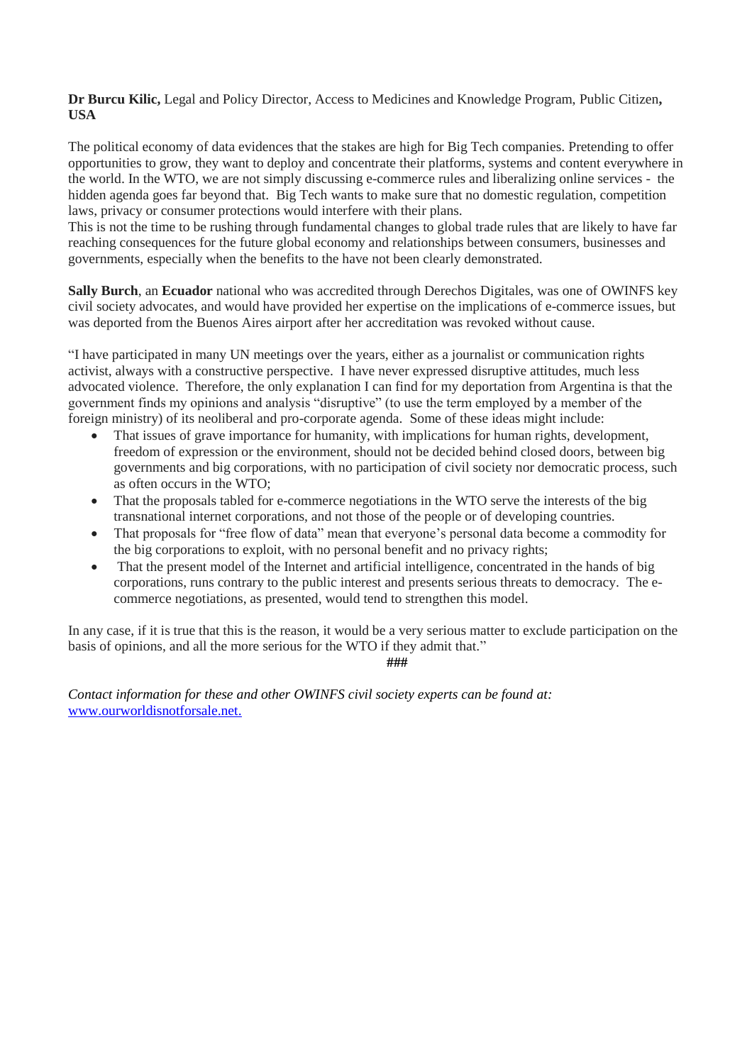**Dr Burcu Kilic,** Legal and Policy Director, Access to Medicines and Knowledge Program, Public Citizen**, USA**

The political economy of data evidences that the stakes are high for Big Tech companies. Pretending to offer opportunities to grow, they want to deploy and concentrate their platforms, systems and content everywhere in the world. In the WTO, we are not simply discussing e-commerce rules and liberalizing online services - the hidden agenda goes far beyond that. Big Tech wants to make sure that no domestic regulation, competition laws, privacy or consumer protections would interfere with their plans.
This is not the time to be rushing through fundamental changes to global trade rules that are likely to have far reaching consequences for the future global economy and relationships between consumers, businesses and governments, especially when the benefits to the have not been clearly demonstrated.

**Sally Burch**, an **Ecuador** national who was accredited through Derechos Digitales, was one of OWINFS key civil society advocates, and would have provided her expertise on the implications of e-commerce issues, but was deported from the Buenos Aires airport after her accreditation was revoked without cause.

"I have participated in many UN meetings over the years, either as a journalist or communication rights activist, always with a constructive perspective. I have never expressed disruptive attitudes, much less advocated violence. Therefore, the only explanation I can find for my deportation from Argentina is that the government finds my opinions and analysis "disruptive" (to use the term employed by a member of the foreign ministry) of its neoliberal and pro-corporate agenda. Some of these ideas might include:

- That issues of grave importance for humanity, with implications for human rights, development, freedom of expression or the environment, should not be decided behind closed doors, between big governments and big corporations, with no participation of civil society nor democratic process, such as often occurs in the WTO;
- That the proposals tabled for e-commerce negotiations in the WTO serve the interests of the big transnational internet corporations, and not those of the people or of developing countries.
- That proposals for "free flow of data" mean that everyone's personal data become a commodity for the big corporations to exploit, with no personal benefit and no privacy rights;
- That the present model of the Internet and artificial intelligence, concentrated in the hands of big corporations, runs contrary to the public interest and presents serious threats to democracy. The e-commerce negotiations, as presented, would tend to strengthen this model.

In any case, if it is true that this is the reason, it would be a very serious matter to exclude participation on the basis of opinions, and all the more serious for the WTO if they admit that."

**###**

*Contact information for these and other OWINFS civil society experts can be found at:* [www.ourworldisnotforsale.net.](http://www.ourworldisnotforsale.net)